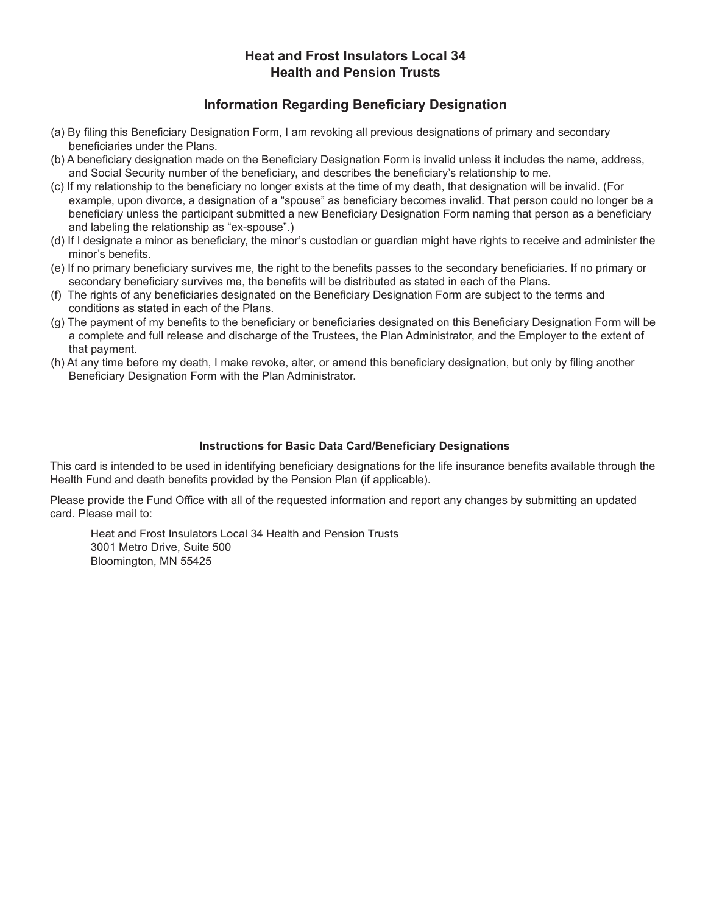# Heat and Frost Insulators Local 34
# Health and Pension Trusts

## Information Regarding Beneficiary Designation

(a) By filing this Beneficiary Designation Form, I am revoking all previous designations of primary and secondary beneficiaries under the Plans.

(b) A beneficiary designation made on the Beneficiary Designation Form is invalid unless it includes the name, address, and Social Security number of the beneficiary, and describes the beneficiary's relationship to me.

(c) If my relationship to the beneficiary no longer exists at the time of my death, that designation will be invalid. (For example, upon divorce, a designation of a "spouse" as beneficiary becomes invalid. That person could no longer be a beneficiary unless the participant submitted a new Beneficiary Designation Form naming that person as a beneficiary and labeling the relationship as "ex-spouse".)

(d) If I designate a minor as beneficiary, the minor's custodian or guardian might have rights to receive and administer the minor's benefits.

(e) If no primary beneficiary survives me, the right to the benefits passes to the secondary beneficiaries. If no primary or secondary beneficiary survives me, the benefits will be distributed as stated in each of the Plans.

(f) The rights of any beneficiaries designated on the Beneficiary Designation Form are subject to the terms and conditions as stated in each of the Plans.

(g) The payment of my benefits to the beneficiary or beneficiaries designated on this Beneficiary Designation Form will be a complete and full release and discharge of the Trustees, the Plan Administrator, and the Employer to the extent of that payment.

(h) At any time before my death, I make revoke, alter, or amend this beneficiary designation, but only by filing another Beneficiary Designation Form with the Plan Administrator.

#### Instructions for Basic Data Card/Beneficiary Designations

This card is intended to be used in identifying beneficiary designations for the life insurance benefits available through the Health Fund and death benefits provided by the Pension Plan (if applicable).

Please provide the Fund Office with all of the requested information and report any changes by submitting an updated card. Please mail to:

Heat and Frost Insulators Local 34 Health and Pension Trusts
3001 Metro Drive, Suite 500
Bloomington, MN 55425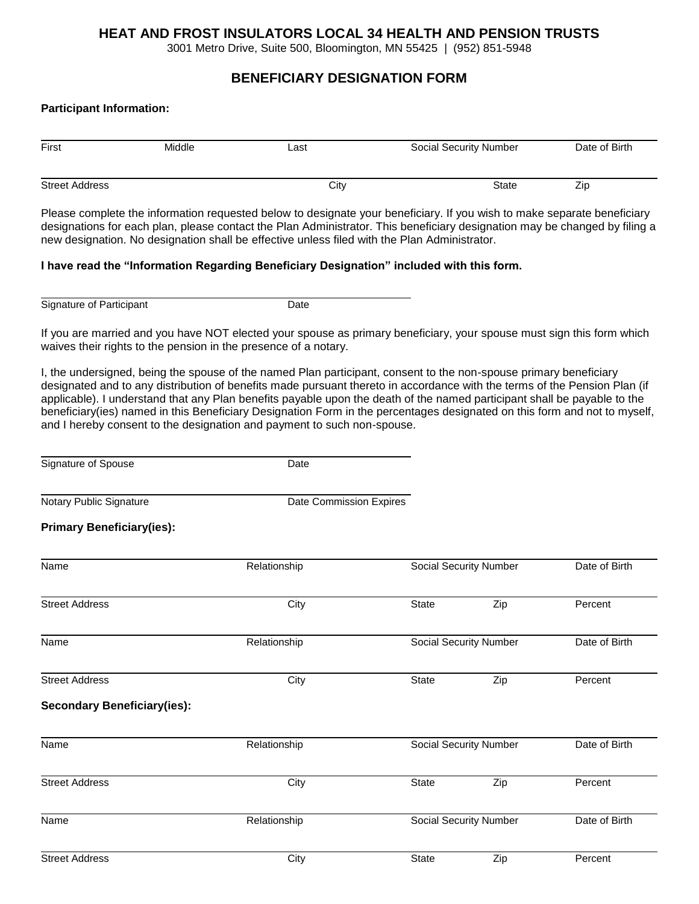# HEAT AND FROST INSULATORS LOCAL 34 HEALTH AND PENSION TRUSTS

3001 Metro Drive, Suite 500, Bloomington, MN 55425 | (952) 851-5948

## BENEFICIARY DESIGNATION FORM

**Participant Information:**

| First | Middle | Last | Social Security Number | Date of Birth |
|---|---|---|---|---|

| Street Address | City | State | Zip |
|---|---|---|---|

Please complete the information requested below to designate your beneficiary. If you wish to make separate beneficiary designations for each plan, please contact the Plan Administrator. This beneficiary designation may be changed by filing a new designation. No designation shall be effective unless filed with the Plan Administrator.

**I have read the "Information Regarding Beneficiary Designation" included with this form.**

| Signature of Participant | Date |
|---|---|

If you are married and you have NOT elected your spouse as primary beneficiary, your spouse must sign this form which waives their rights to the pension in the presence of a notary.

I, the undersigned, being the spouse of the named Plan participant, consent to the non-spouse primary beneficiary designated and to any distribution of benefits made pursuant thereto in accordance with the terms of the Pension Plan (if applicable). I understand that any Plan benefits payable upon the death of the named participant shall be payable to the beneficiary(ies) named in this Beneficiary Designation Form in the percentages designated on this form and not to myself, and I hereby consent to the designation and payment to such non-spouse.

| Signature of Spouse | Date |
|---|---|

| Notary Public Signature | Date Commission Expires |
|---|---|

**Primary Beneficiary(ies):**

| Name | Relationship | Social Security Number | | Date of Birth |
|---|---|---|---|---|
| Street Address | City | State | Zip | Percent |
| Name | Relationship | Social Security Number | | Date of Birth |
| Street Address | City | State | Zip | Percent |

**Secondary Beneficiary(ies):**

| Name | Relationship | Social Security Number | | Date of Birth |
|---|---|---|---|---|
| Street Address | City | State | Zip | Percent |
| Name | Relationship | Social Security Number | | Date of Birth |
| Street Address | City | State | Zip | Percent |